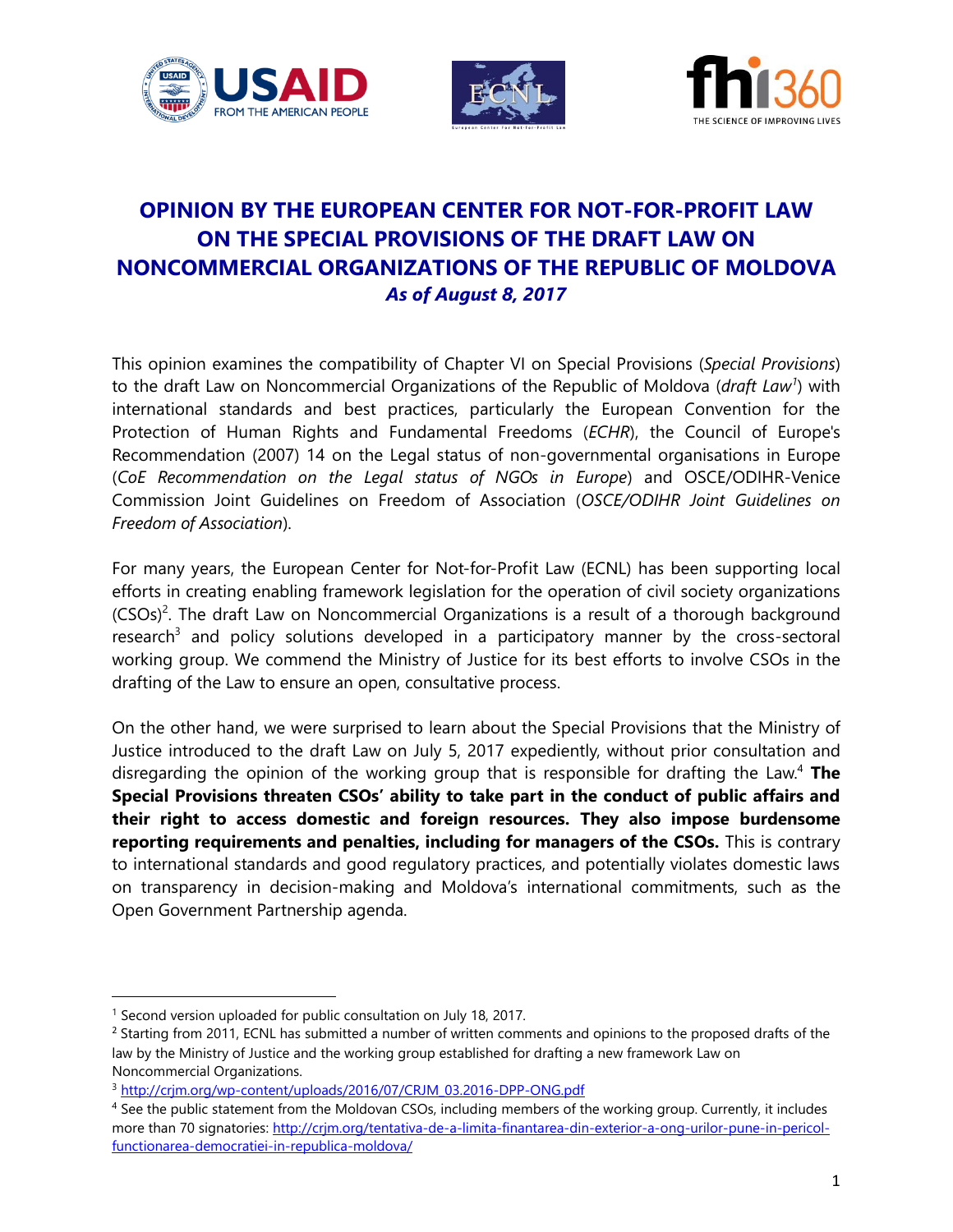# OPINION BY THE EUROPEAN CENTER FOR NOT-FOR-PROFIT LAW ON THE SPECIAL PROVISIONS OF THE DRAFT LAW ON NONCOMMERCIAL ORGANIZATIONS OF THE REPUBLIC OF MOLDOVA

***As of August 8, 2017***

This opinion examines the compatibility of Chapter VI on Special Provisions (*Special Provisions*) to the draft Law on Noncommercial Organizations of the Republic of Moldova (*draft Law*[1]) with international standards and best practices, particularly the European Convention for the Protection of Human Rights and Fundamental Freedoms (*ECHR*), the Council of Europe's Recommendation (2007) 14 on the Legal status of non-governmental organisations in Europe (*CoE Recommendation on the Legal status of NGOs in Europe*) and OSCE/ODIHR-Venice Commission Joint Guidelines on Freedom of Association (*OSCE/ODIHR Joint Guidelines on Freedom of Association*).

For many years, the European Center for Not-for-Profit Law (ECNL) has been supporting local efforts in creating enabling framework legislation for the operation of civil society organizations (CSOs)[2]. The draft Law on Noncommercial Organizations is a result of a thorough background research[3] and policy solutions developed in a participatory manner by the cross-sectoral working group. We commend the Ministry of Justice for its best efforts to involve CSOs in the drafting of the Law to ensure an open, consultative process.

On the other hand, we were surprised to learn about the Special Provisions that the Ministry of Justice introduced to the draft Law on July 5, 2017 expediently, without prior consultation and disregarding the opinion of the working group that is responsible for drafting the Law.[4] **The Special Provisions threaten CSOs' ability to take part in the conduct of public affairs and their right to access domestic and foreign resources. They also impose burdensome reporting requirements and penalties, including for managers of the CSOs.** This is contrary to international standards and good regulatory practices, and potentially violates domestic laws on transparency in decision-making and Moldova's international commitments, such as the Open Government Partnership agenda.

---

[1] Second version uploaded for public consultation on July 18, 2017.

[2] Starting from 2011, ECNL has submitted a number of written comments and opinions to the proposed drafts of the law by the Ministry of Justice and the working group established for drafting a new framework Law on Noncommercial Organizations.

[3] http://crjm.org/wp-content/uploads/2016/07/CRJM_03.2016-DPP-ONG.pdf

[4] See the public statement from the Moldovan CSOs, including members of the working group. Currently, it includes more than 70 signatories: http://crjm.org/tentativa-de-a-limita-finantarea-din-exterior-a-ong-urilor-pune-in-pericol-functionarea-democratiei-in-republica-moldova/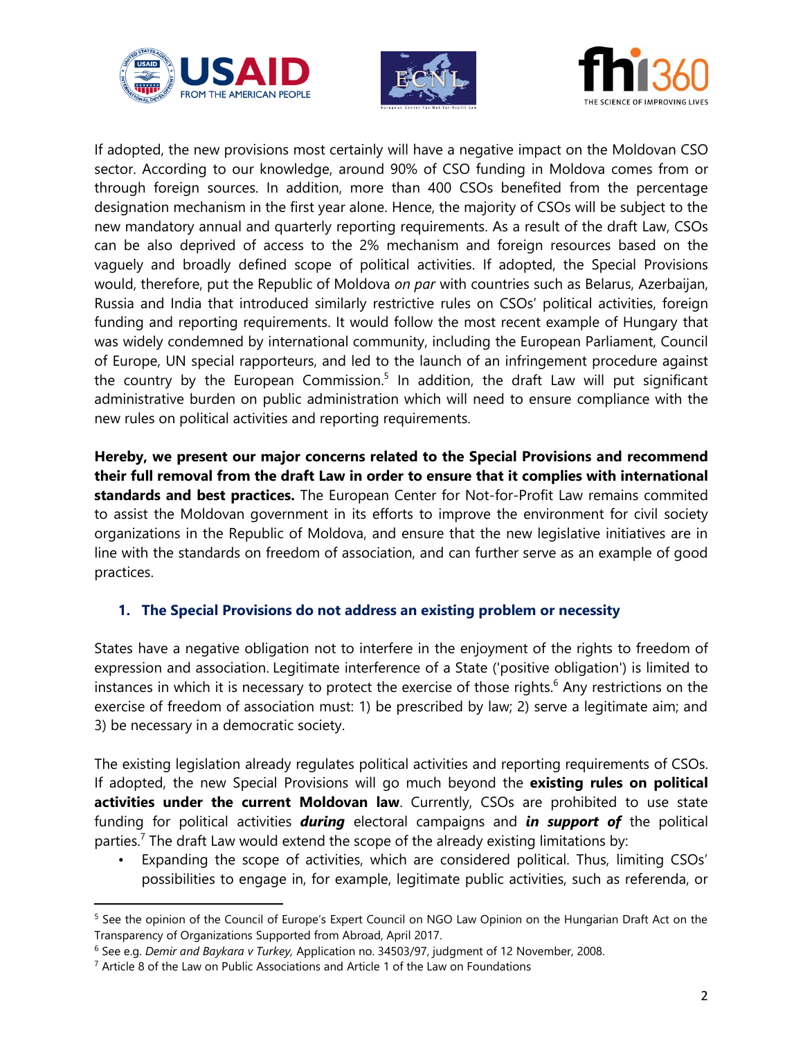If adopted, the new provisions most certainly will have a negative impact on the Moldovan CSO sector. According to our knowledge, around 90% of CSO funding in Moldova comes from or through foreign sources. In addition, more than 400 CSOs benefited from the percentage designation mechanism in the first year alone. Hence, the majority of CSOs will be subject to the new mandatory annual and quarterly reporting requirements. As a result of the draft Law, CSOs can be also deprived of access to the 2% mechanism and foreign resources based on the vaguely and broadly defined scope of political activities. If adopted, the Special Provisions would, therefore, put the Republic of Moldova *on par* with countries such as Belarus, Azerbaijan, Russia and India that introduced similarly restrictive rules on CSOs' political activities, foreign funding and reporting requirements. It would follow the most recent example of Hungary that was widely condemned by international community, including the European Parliament, Council of Europe, UN special rapporteurs, and led to the launch of an infringement procedure against the country by the European Commission.[5] In addition, the draft Law will put significant administrative burden on public administration which will need to ensure compliance with the new rules on political activities and reporting requirements.

**Hereby, we present our major concerns related to the Special Provisions and recommend their full removal from the draft Law in order to ensure that it complies with international standards and best practices.** The European Center for Not-for-Profit Law remains commited to assist the Moldovan government in its efforts to improve the environment for civil society organizations in the Republic of Moldova, and ensure that the new legislative initiatives are in line with the standards on freedom of association, and can further serve as an example of good practices.

### 1. The Special Provisions do not address an existing problem or necessity

States have a negative obligation not to interfere in the enjoyment of the rights to freedom of expression and association. Legitimate interference of a State ('positive obligation') is limited to instances in which it is necessary to protect the exercise of those rights.[6] Any restrictions on the exercise of freedom of association must: 1) be prescribed by law; 2) serve a legitimate aim; and 3) be necessary in a democratic society.

The existing legislation already regulates political activities and reporting requirements of CSOs. If adopted, the new Special Provisions will go much beyond the **existing rules on political activities under the current Moldovan law**. Currently, CSOs are prohibited to use state funding for political activities ***during*** electoral campaigns and ***in support of*** the political parties.[7] The draft Law would extend the scope of the already existing limitations by:

- Expanding the scope of activities, which are considered political. Thus, limiting CSOs' possibilities to engage in, for example, legitimate public activities, such as referenda, or

---

[5] See the opinion of the Council of Europe's Expert Council on NGO Law Opinion on the Hungarian Draft Act on the Transparency of Organizations Supported from Abroad, April 2017.

[6] See e.g. *Demir and Baykara v Turkey,* Application no. 34503/97, judgment of 12 November, 2008.

[7] Article 8 of the Law on Public Associations and Article 1 of the Law on Foundations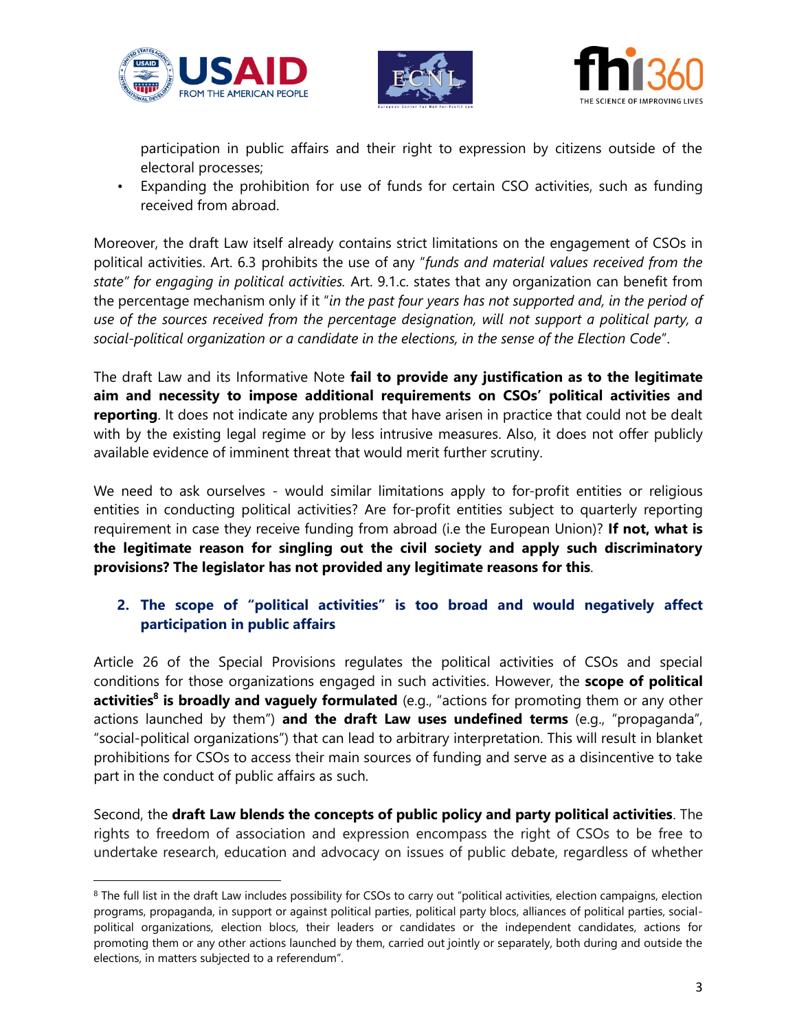participation in public affairs and their right to expression by citizens outside of the electoral processes;

- Expanding the prohibition for use of funds for certain CSO activities, such as funding received from abroad.

Moreover, the draft Law itself already contains strict limitations on the engagement of CSOs in political activities. Art. 6.3 prohibits the use of any "*funds and material values received from the state" for engaging in political activities.* Art. 9.1.c. states that any organization can benefit from the percentage mechanism only if it "*in the past four years has not supported and, in the period of use of the sources received from the percentage designation, will not support a political party, a social-political organization or a candidate in the elections, in the sense of the Election Code*".

The draft Law and its Informative Note **fail to provide any justification as to the legitimate aim and necessity to impose additional requirements on CSOs' political activities and reporting**. It does not indicate any problems that have arisen in practice that could not be dealt with by the existing legal regime or by less intrusive measures. Also, it does not offer publicly available evidence of imminent threat that would merit further scrutiny.

We need to ask ourselves - would similar limitations apply to for-profit entities or religious entities in conducting political activities? Are for-profit entities subject to quarterly reporting requirement in case they receive funding from abroad (i.e the European Union)? **If not, what is the legitimate reason for singling out the civil society and apply such discriminatory provisions? The legislator has not provided any legitimate reasons for this**.

## 2. The scope of "political activities" is too broad and would negatively affect participation in public affairs

Article 26 of the Special Provisions regulates the political activities of CSOs and special conditions for those organizations engaged in such activities. However, the **scope of political activities[8] is broadly and vaguely formulated** (e.g., "actions for promoting them or any other actions launched by them") **and the draft Law uses undefined terms** (e.g., "propaganda", "social-political organizations") that can lead to arbitrary interpretation. This will result in blanket prohibitions for CSOs to access their main sources of funding and serve as a disincentive to take part in the conduct of public affairs as such.

Second, the **draft Law blends the concepts of public policy and party political activities**. The rights to freedom of association and expression encompass the right of CSOs to be free to undertake research, education and advocacy on issues of public debate, regardless of whether

[8] The full list in the draft Law includes possibility for CSOs to carry out "political activities, election campaigns, election programs, propaganda, in support or against political parties, political party blocs, alliances of political parties, social-political organizations, election blocs, their leaders or candidates or the independent candidates, actions for promoting them or any other actions launched by them, carried out jointly or separately, both during and outside the elections, in matters subjected to a referendum".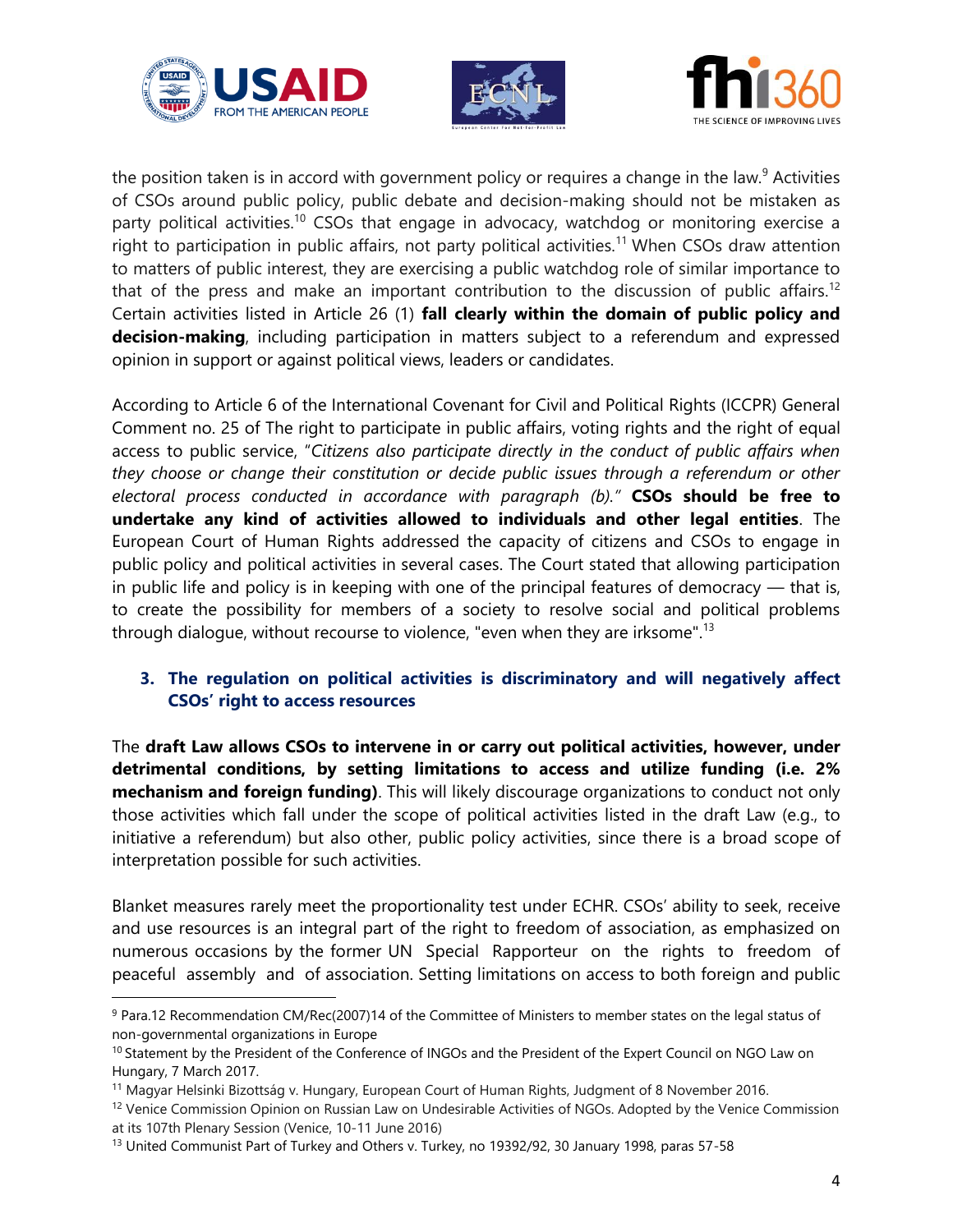the position taken is in accord with government policy or requires a change in the law.[9] Activities of CSOs around public policy, public debate and decision-making should not be mistaken as party political activities.[10] CSOs that engage in advocacy, watchdog or monitoring exercise a right to participation in public affairs, not party political activities.[11] When CSOs draw attention to matters of public interest, they are exercising a public watchdog role of similar importance to that of the press and make an important contribution to the discussion of public affairs.[12] Certain activities listed in Article 26 (1) **fall clearly within the domain of public policy and decision-making**, including participation in matters subject to a referendum and expressed opinion in support or against political views, leaders or candidates.

According to Article 6 of the International Covenant for Civil and Political Rights (ICCPR) General Comment no. 25 of The right to participate in public affairs, voting rights and the right of equal access to public service, "*Citizens also participate directly in the conduct of public affairs when they choose or change their constitution or decide public issues through a referendum or other electoral process conducted in accordance with paragraph (b).*" **CSOs should be free to undertake any kind of activities allowed to individuals and other legal entities**. The European Court of Human Rights addressed the capacity of citizens and CSOs to engage in public policy and political activities in several cases. The Court stated that allowing participation in public life and policy is in keeping with one of the principal features of democracy — that is, to create the possibility for members of a society to resolve social and political problems through dialogue, without recourse to violence, "even when they are irksome".[13]

### 3. The regulation on political activities is discriminatory and will negatively affect CSOs' right to access resources

The **draft Law allows CSOs to intervene in or carry out political activities, however, under detrimental conditions, by setting limitations to access and utilize funding (i.e. 2% mechanism and foreign funding)**. This will likely discourage organizations to conduct not only those activities which fall under the scope of political activities listed in the draft Law (e.g., to initiative a referendum) but also other, public policy activities, since there is a broad scope of interpretation possible for such activities.

Blanket measures rarely meet the proportionality test under ECHR. CSOs' ability to seek, receive and use resources is an integral part of the right to freedom of association, as emphasized on numerous occasions by the former UN Special Rapporteur on the rights to freedom of peaceful assembly and of association. Setting limitations on access to both foreign and public

---

[9] Para.12 Recommendation CM/Rec(2007)14 of the Committee of Ministers to member states on the legal status of non-governmental organizations in Europe

[10] Statement by the President of the Conference of INGOs and the President of the Expert Council on NGO Law on Hungary, 7 March 2017.

[11] Magyar Helsinki Bizottság v. Hungary, European Court of Human Rights, Judgment of 8 November 2016.

[12] Venice Commission Opinion on Russian Law on Undesirable Activities of NGOs. Adopted by the Venice Commission at its 107th Plenary Session (Venice, 10-11 June 2016)

[13] United Communist Part of Turkey and Others v. Turkey, no 19392/92, 30 January 1998, paras 57-58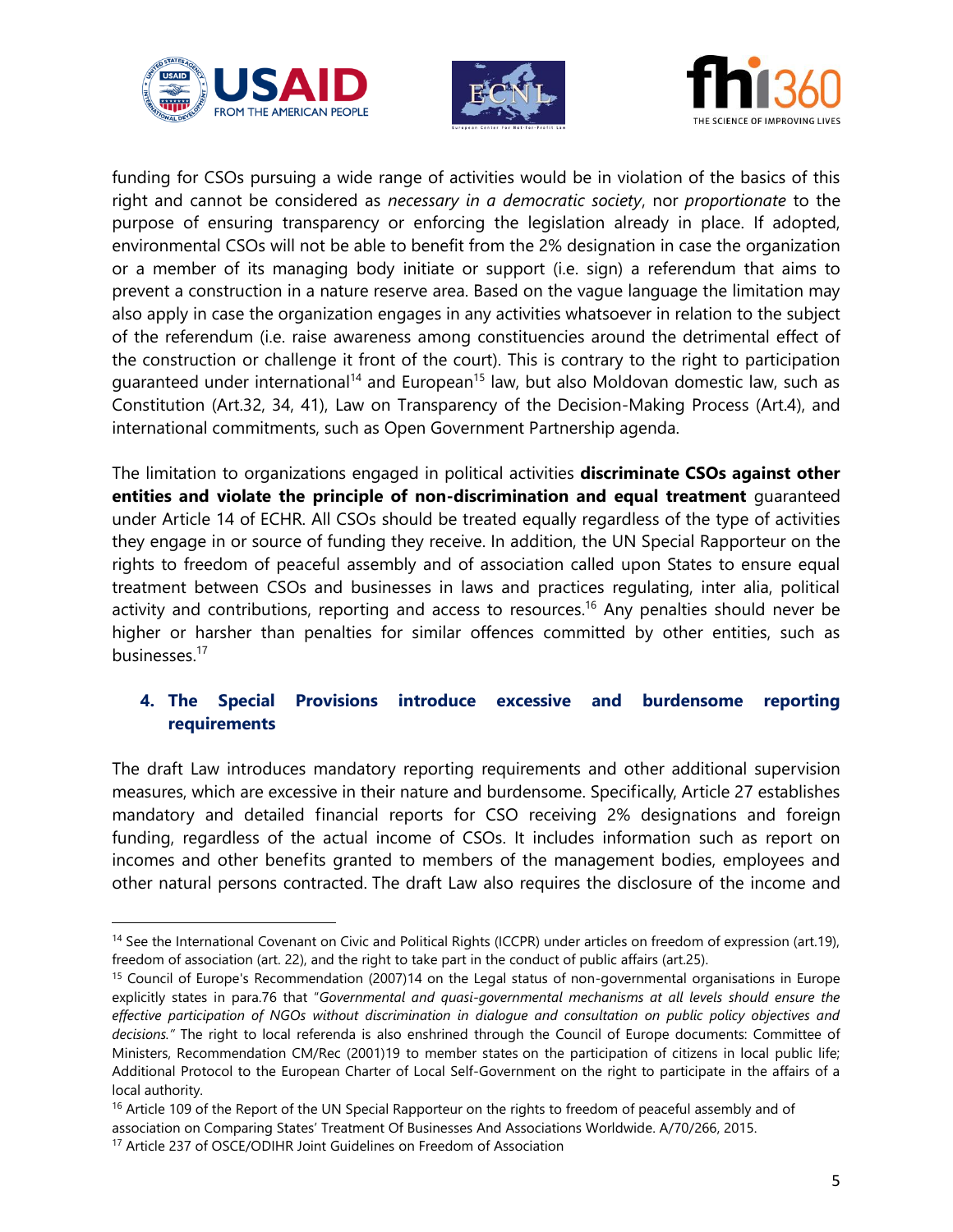funding for CSOs pursuing a wide range of activities would be in violation of the basics of this right and cannot be considered as *necessary in a democratic society*, nor *proportionate* to the purpose of ensuring transparency or enforcing the legislation already in place. If adopted, environmental CSOs will not be able to benefit from the 2% designation in case the organization or a member of its managing body initiate or support (i.e. sign) a referendum that aims to prevent a construction in a nature reserve area. Based on the vague language the limitation may also apply in case the organization engages in any activities whatsoever in relation to the subject of the referendum (i.e. raise awareness among constituencies around the detrimental effect of the construction or challenge it front of the court). This is contrary to the right to participation guaranteed under international[14] and European[15] law, but also Moldovan domestic law, such as Constitution (Art.32, 34, 41), Law on Transparency of the Decision-Making Process (Art.4), and international commitments, such as Open Government Partnership agenda.

The limitation to organizations engaged in political activities **discriminate CSOs against other entities and violate the principle of non-discrimination and equal treatment** guaranteed under Article 14 of ECHR. All CSOs should be treated equally regardless of the type of activities they engage in or source of funding they receive. In addition, the UN Special Rapporteur on the rights to freedom of peaceful assembly and of association called upon States to ensure equal treatment between CSOs and businesses in laws and practices regulating, inter alia, political activity and contributions, reporting and access to resources.[16] Any penalties should never be higher or harsher than penalties for similar offences committed by other entities, such as businesses.[17]

### 4. The Special Provisions introduce excessive and burdensome reporting requirements

The draft Law introduces mandatory reporting requirements and other additional supervision measures, which are excessive in their nature and burdensome. Specifically, Article 27 establishes mandatory and detailed financial reports for CSO receiving 2% designations and foreign funding, regardless of the actual income of CSOs. It includes information such as report on incomes and other benefits granted to members of the management bodies, employees and other natural persons contracted. The draft Law also requires the disclosure of the income and

---

[14] See the International Covenant on Civil and Political Rights (ICCPR) under articles on freedom of expression (art.19), freedom of association (art. 22), and the right to take part in the conduct of public affairs (art.25).

[15] Council of Europe's Recommendation (2007)14 on the Legal status of non-governmental organisations in Europe explicitly states in para.76 that "*Governmental and quasi-governmental mechanisms at all levels should ensure the effective participation of NGOs without discrimination in dialogue and consultation on public policy objectives and decisions.*" The right to local referenda is also enshrined through the Council of Europe documents: Committee of Ministers, Recommendation CM/Rec (2001)19 to member states on the participation of citizens in local public life; Additional Protocol to the European Charter of Local Self-Government on the right to participate in the affairs of a local authority.

[16] Article 109 of the Report of the UN Special Rapporteur on the rights to freedom of peaceful assembly and of association on Comparing States' Treatment Of Businesses And Associations Worldwide. A/70/266, 2015.

[17] Article 237 of OSCE/ODIHR Joint Guidelines on Freedom of Association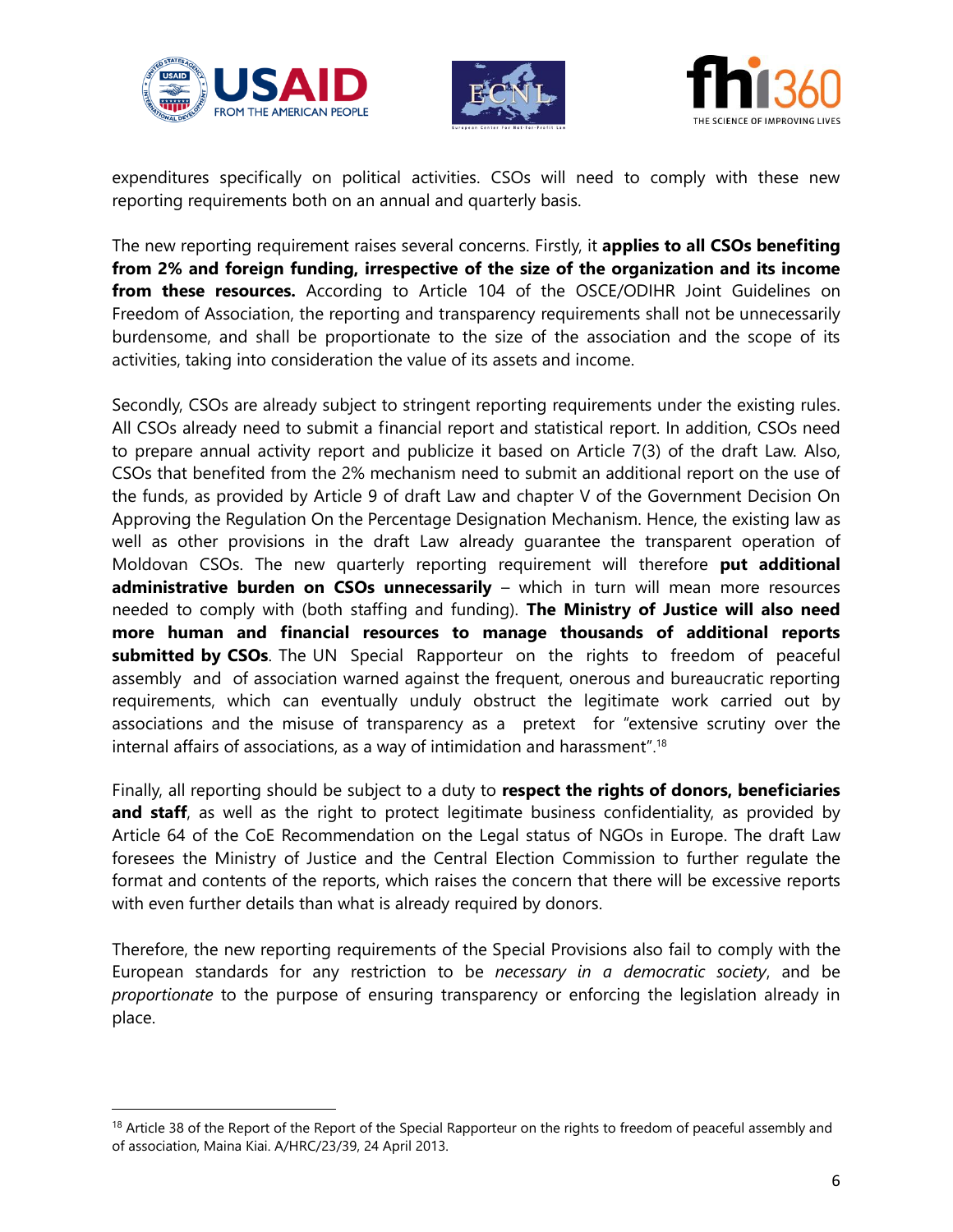expenditures specifically on political activities. CSOs will need to comply with these new reporting requirements both on an annual and quarterly basis.

The new reporting requirement raises several concerns. Firstly, it **applies to all CSOs benefiting from 2% and foreign funding, irrespective of the size of the organization and its income from these resources.** According to Article 104 of the OSCE/ODIHR Joint Guidelines on Freedom of Association, the reporting and transparency requirements shall not be unnecessarily burdensome, and shall be proportionate to the size of the association and the scope of its activities, taking into consideration the value of its assets and income.

Secondly, CSOs are already subject to stringent reporting requirements under the existing rules. All CSOs already need to submit a financial report and statistical report. In addition, CSOs need to prepare annual activity report and publicize it based on Article 7(3) of the draft Law. Also, CSOs that benefited from the 2% mechanism need to submit an additional report on the use of the funds, as provided by Article 9 of draft Law and chapter V of the Government Decision On Approving the Regulation On the Percentage Designation Mechanism. Hence, the existing law as well as other provisions in the draft Law already guarantee the transparent operation of Moldovan CSOs. The new quarterly reporting requirement will therefore **put additional administrative burden on CSOs unnecessarily** – which in turn will mean more resources needed to comply with (both staffing and funding). **The Ministry of Justice will also need more human and financial resources to manage thousands of additional reports submitted by CSOs**. The UN Special Rapporteur on the rights to freedom of peaceful assembly and of association warned against the frequent, onerous and bureaucratic reporting requirements, which can eventually unduly obstruct the legitimate work carried out by associations and the misuse of transparency as a pretext for "extensive scrutiny over the internal affairs of associations, as a way of intimidation and harassment".[18]

Finally, all reporting should be subject to a duty to **respect the rights of donors, beneficiaries and staff**, as well as the right to protect legitimate business confidentiality, as provided by Article 64 of the CoE Recommendation on the Legal status of NGOs in Europe. The draft Law foresees the Ministry of Justice and the Central Election Commission to further regulate the format and contents of the reports, which raises the concern that there will be excessive reports with even further details than what is already required by donors.

Therefore, the new reporting requirements of the Special Provisions also fail to comply with the European standards for any restriction to be *necessary in a democratic society*, and be *proportionate* to the purpose of ensuring transparency or enforcing the legislation already in place.

---

[18] Article 38 of the Report of the Report of the Special Rapporteur on the rights to freedom of peaceful assembly and of association, Maina Kiai. A/HRC/23/39, 24 April 2013.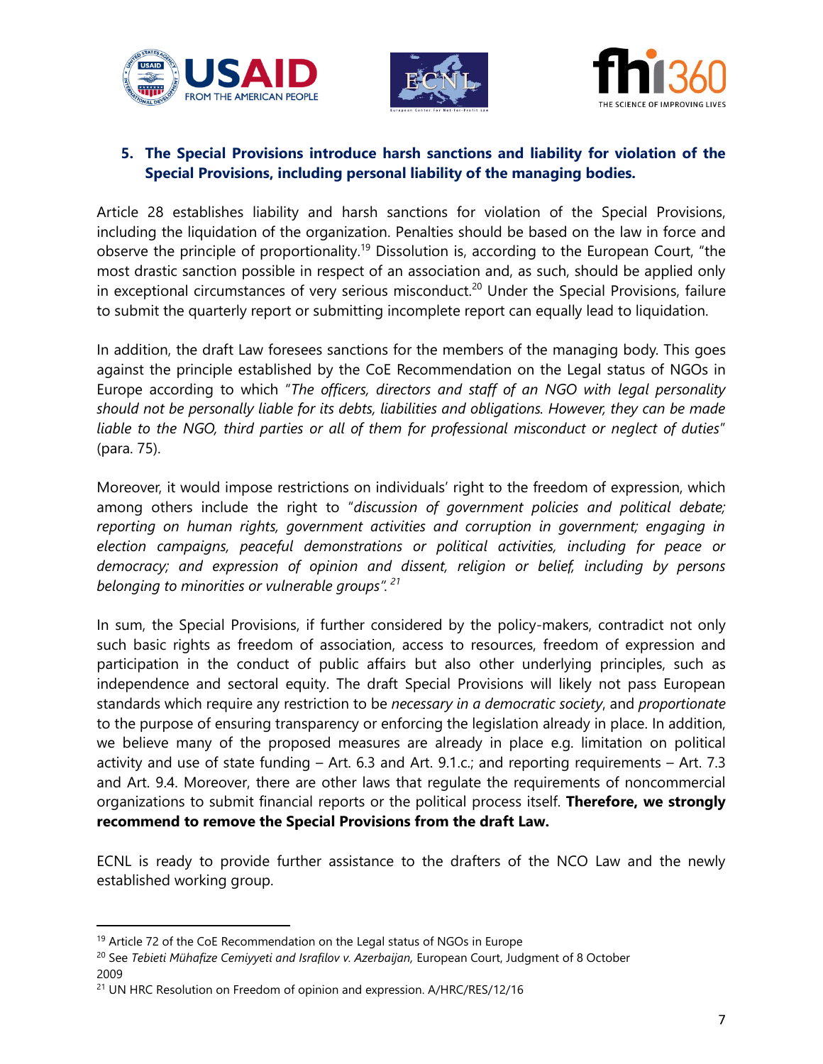5. **The Special Provisions introduce harsh sanctions and liability for violation of the Special Provisions, including personal liability of the managing bodies.**

Article 28 establishes liability and harsh sanctions for violation of the Special Provisions, including the liquidation of the organization. Penalties should be based on the law in force and observe the principle of proportionality.[19] Dissolution is, according to the European Court, "the most drastic sanction possible in respect of an association and, as such, should be applied only in exceptional circumstances of very serious misconduct.[20] Under the Special Provisions, failure to submit the quarterly report or submitting incomplete report can equally lead to liquidation.

In addition, the draft Law foresees sanctions for the members of the managing body. This goes against the principle established by the CoE Recommendation on the Legal status of NGOs in Europe according to which "*The officers, directors and staff of an NGO with legal personality should not be personally liable for its debts, liabilities and obligations. However, they can be made liable to the NGO, third parties or all of them for professional misconduct or neglect of duties*" (para. 75).

Moreover, it would impose restrictions on individuals' right to the freedom of expression, which among others include the right to "*discussion of government policies and political debate; reporting on human rights, government activities and corruption in government; engaging in election campaigns, peaceful demonstrations or political activities, including for peace or democracy; and expression of opinion and dissent, religion or belief, including by persons belonging to minorities or vulnerable groups*".[21]

In sum, the Special Provisions, if further considered by the policy-makers, contradict not only such basic rights as freedom of association, access to resources, freedom of expression and participation in the conduct of public affairs but also other underlying principles, such as independence and sectoral equity. The draft Special Provisions will likely not pass European standards which require any restriction to be *necessary in a democratic society*, and *proportionate* to the purpose of ensuring transparency or enforcing the legislation already in place. In addition, we believe many of the proposed measures are already in place e.g. limitation on political activity and use of state funding – Art. 6.3 and Art. 9.1.c.; and reporting requirements – Art. 7.3 and Art. 9.4. Moreover, there are other laws that regulate the requirements of noncommercial organizations to submit financial reports or the political process itself. **Therefore, we strongly recommend to remove the Special Provisions from the draft Law.**

ECNL is ready to provide further assistance to the drafters of the NCO Law and the newly established working group.

---

[19] Article 72 of the CoE Recommendation on the Legal status of NGOs in Europe

[20] See *Tebieti Mühafize Cemiyyeti and Israfilov v. Azerbaijan,* European Court, Judgment of 8 October 2009

[21] UN HRC Resolution on Freedom of opinion and expression. A/HRC/RES/12/16